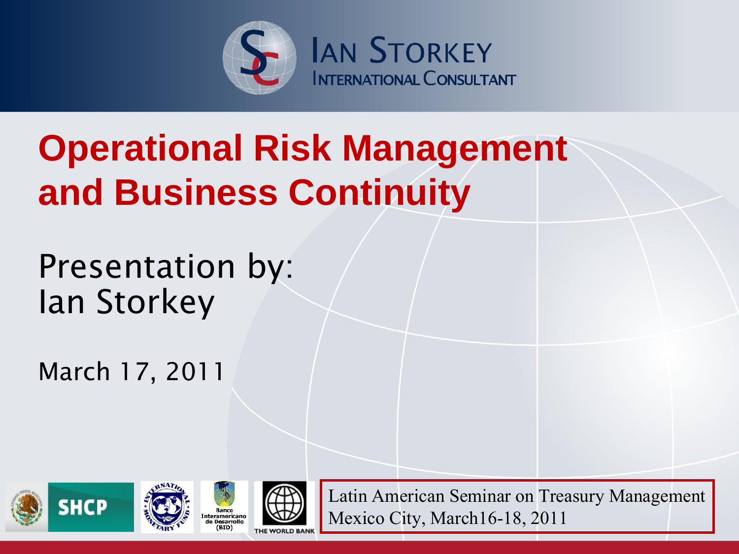IAN STORKEY
INTERNATIONAL CONSULTANT

# Operational Risk Management and Business Continuity

Presentation by:
Ian Storkey

March 17, 2011

SHCP

Banco Interamericano de Desarrollo (BID)

THE WORLD BANK

Latin American Seminar on Treasury Management
Mexico City, March16-18, 2011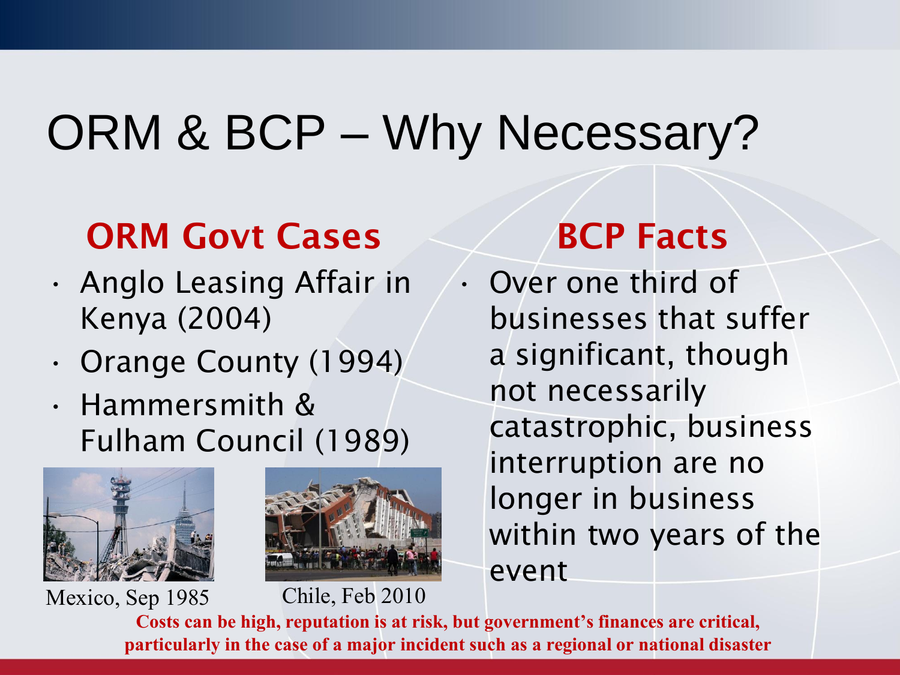# ORM & BCP – Why Necessary?

## ORM Govt Cases

- Anglo Leasing Affair in Kenya (2004)
- Orange County (1994)
- Hammersmith & Fulham Council (1989)

Mexico, Sep 1985

Chile, Feb 2010

## BCP Facts

- Over one third of businesses that suffer a significant, though not necessarily catastrophic, business interruption are no longer in business within two years of the event

**Costs can be high, reputation is at risk, but government's finances are critical, particularly in the case of a major incident such as a regional or national disaster**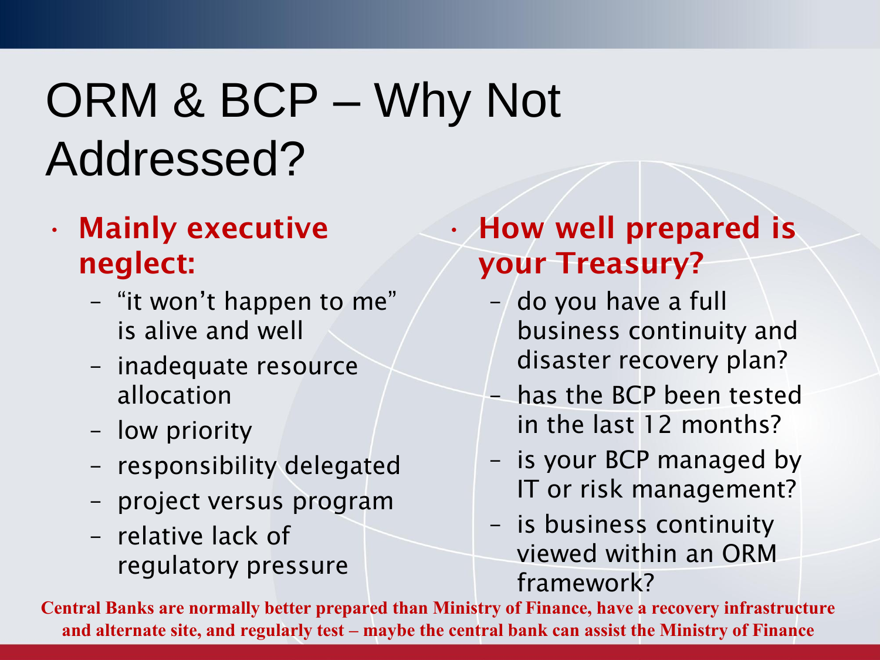# ORM & BCP – Why Not Addressed?

- **Mainly executive neglect:**
  - "it won't happen to me" is alive and well
  - inadequate resource allocation
  - low priority
  - responsibility delegated
  - project versus program
  - relative lack of regulatory pressure

- **How well prepared is your Treasury?**
  - do you have a full business continuity and disaster recovery plan?
  - has the BCP been tested in the last 12 months?
  - is your BCP managed by IT or risk management?
  - is business continuity viewed within an ORM framework?

**Central Banks are normally better prepared than Ministry of Finance, have a recovery infrastructure and alternate site, and regularly test – maybe the central bank can assist the Ministry of Finance**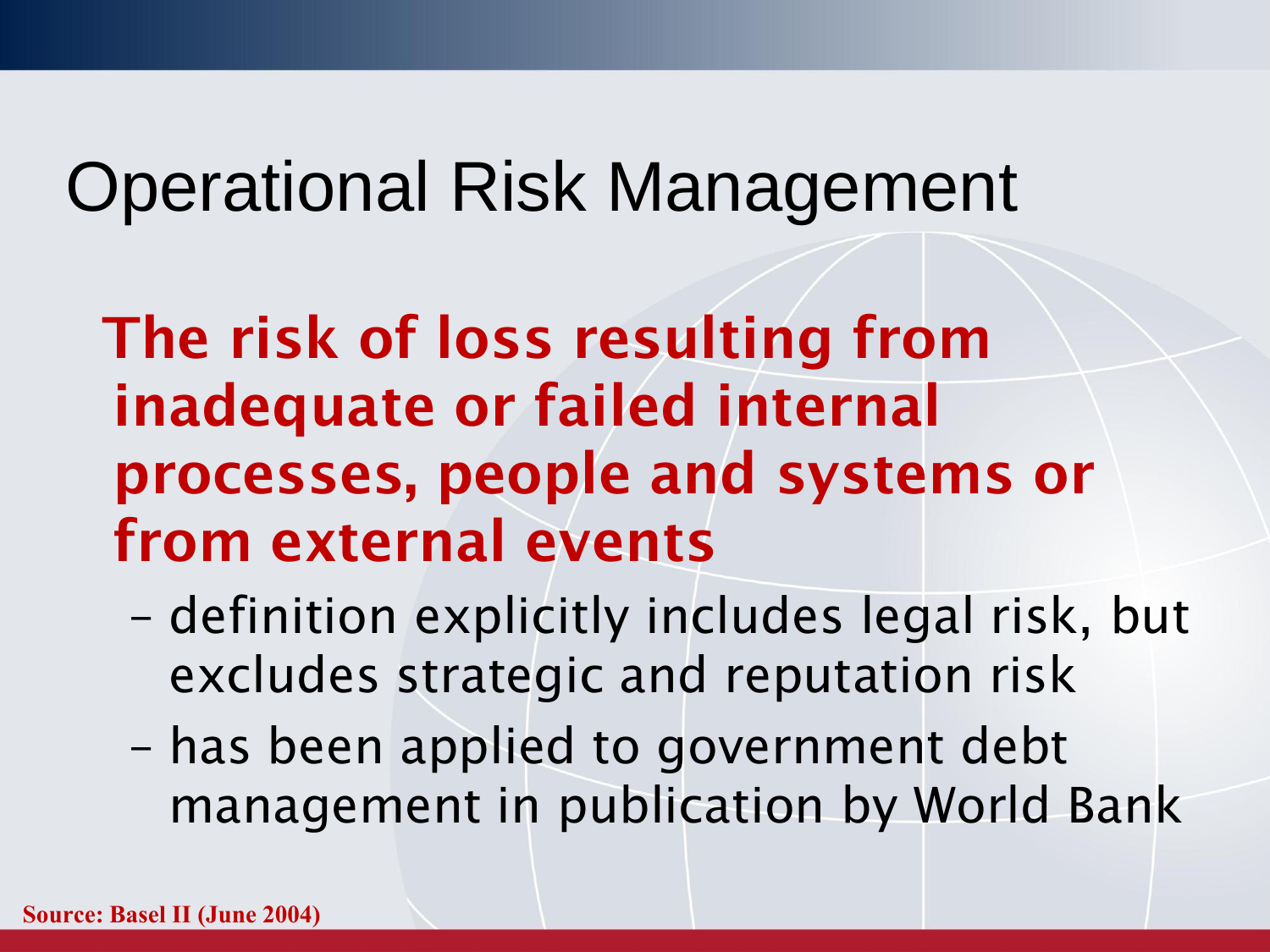# Operational Risk Management

**The risk of loss resulting from inadequate or failed internal processes, people and systems or from external events**

- definition explicitly includes legal risk, but excludes strategic and reputation risk
- has been applied to government debt management in publication by World Bank

**Source: Basel II (June 2004)**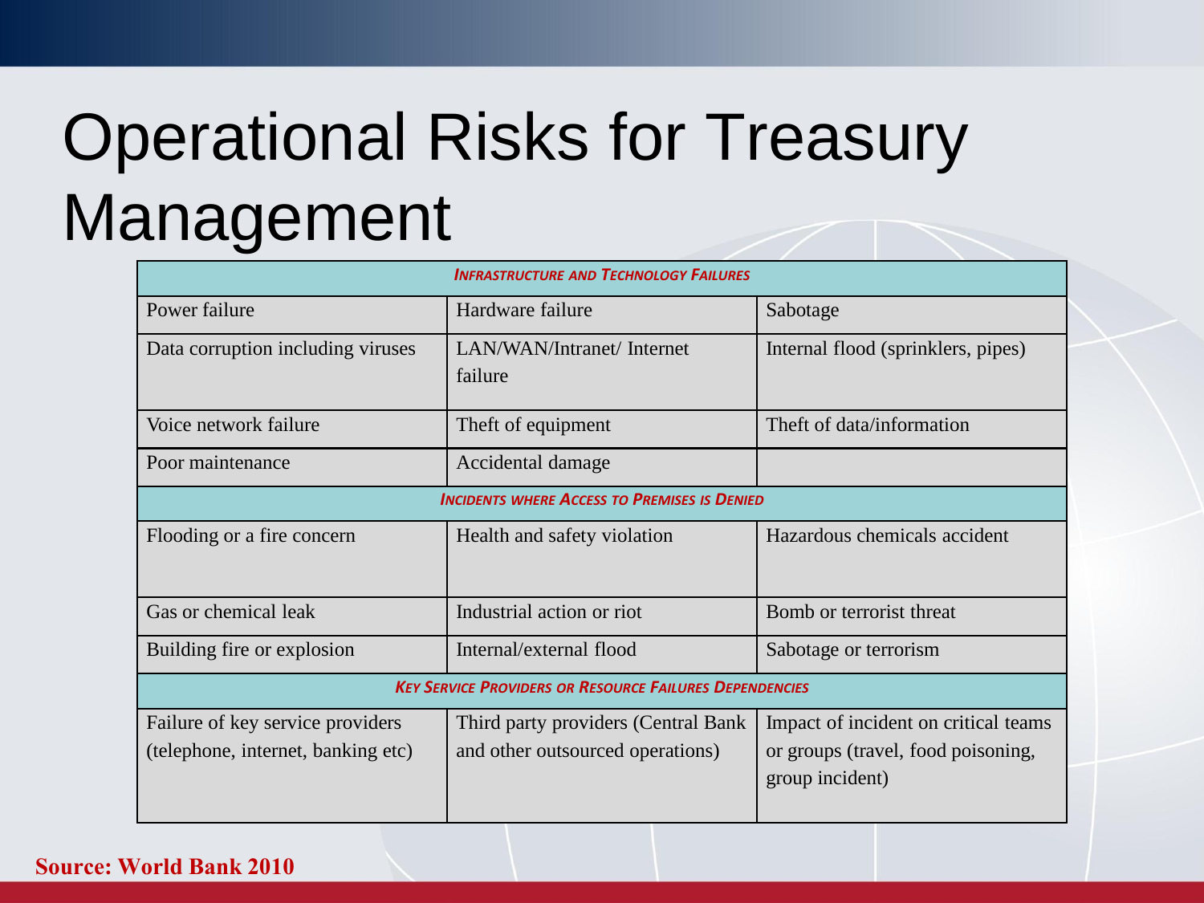# Operational Risks for Treasury Management

| *Infrastructure and Technology Failures* | | |
|---|---|---|
| Power failure | Hardware failure | Sabotage |
| Data corruption including viruses | LAN/WAN/Intranet/ Internet failure | Internal flood (sprinklers, pipes) |
| Voice network failure | Theft of equipment | Theft of data/information |
| Poor maintenance | Accidental damage | |
| *Incidents where Access to Premises is Denied* | | |
| Flooding or a fire concern | Health and safety violation | Hazardous chemicals accident |
| Gas or chemical leak | Industrial action or riot | Bomb or terrorist threat |
| Building fire or explosion | Internal/external flood | Sabotage or terrorism |
| *Key Service Providers or Resource Failures Dependencies* | | |
| Failure of key service providers (telephone, internet, banking etc) | Third party providers (Central Bank and other outsourced operations) | Impact of incident on critical teams or groups (travel, food poisoning, group incident) |

**Source: World Bank 2010**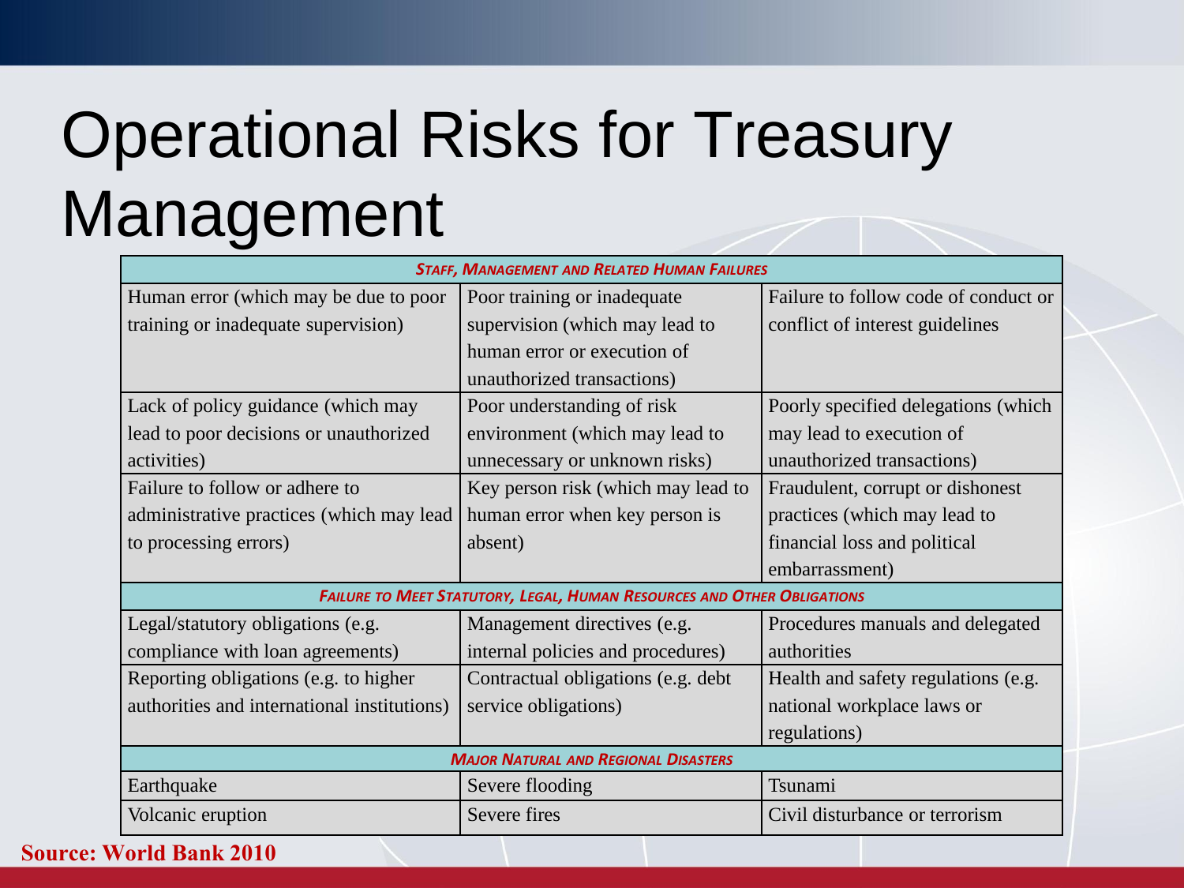# Operational Risks for Treasury Management

| *STAFF, MANAGEMENT AND RELATED HUMAN FAILURES* | | |
|---|---|---|
| Human error (which may be due to poor training or inadequate supervision) | Poor training or inadequate supervision (which may lead to human error or execution of unauthorized transactions) | Failure to follow code of conduct or conflict of interest guidelines |
| Lack of policy guidance (which may lead to poor decisions or unauthorized activities) | Poor understanding of risk environment (which may lead to unnecessary or unknown risks) | Poorly specified delegations (which may lead to execution of unauthorized transactions) |
| Failure to follow or adhere to administrative practices (which may lead to processing errors) | Key person risk (which may lead to human error when key person is absent) | Fraudulent, corrupt or dishonest practices (which may lead to financial loss and political embarrassment) |
| *FAILURE TO MEET STATUTORY, LEGAL, HUMAN RESOURCES AND OTHER OBLIGATIONS* | | |
| Legal/statutory obligations (e.g. compliance with loan agreements) | Management directives (e.g. internal policies and procedures) | Procedures manuals and delegated authorities |
| Reporting obligations (e.g. to higher authorities and international institutions) | Contractual obligations (e.g. debt service obligations) | Health and safety regulations (e.g. national workplace laws or regulations) |
| *MAJOR NATURAL AND REGIONAL DISASTERS* | | |
| Earthquake | Severe flooding | Tsunami |
| Volcanic eruption | Severe fires | Civil disturbance or terrorism |

**Source: World Bank 2010**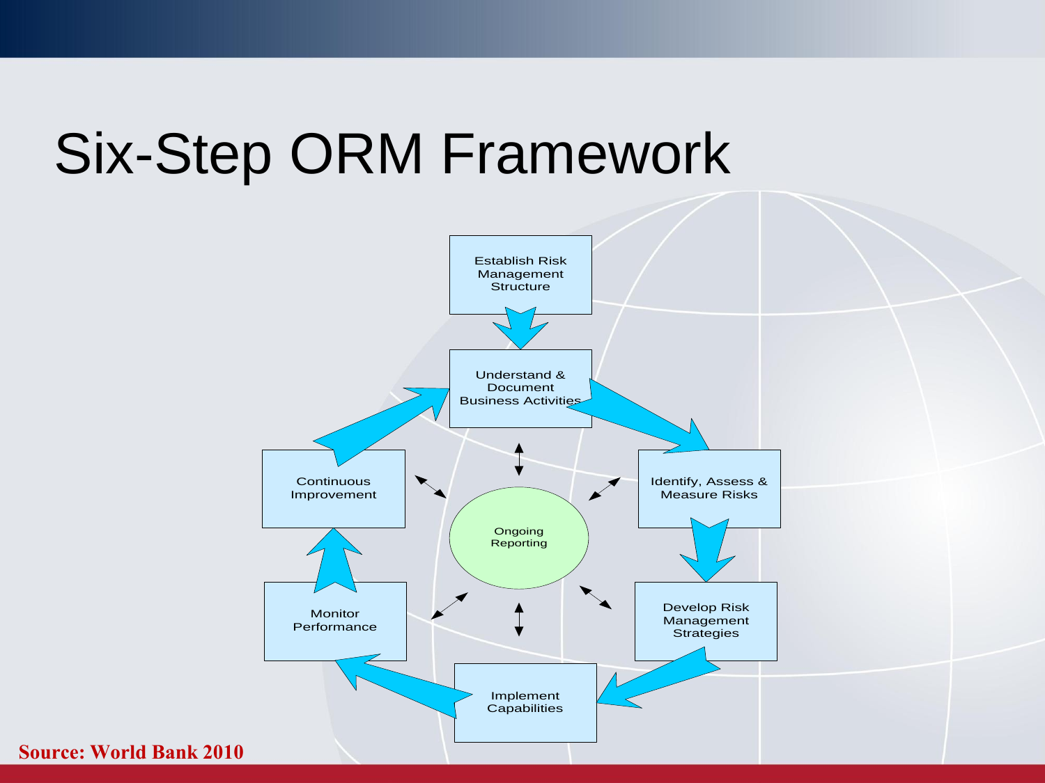# Six-Step ORM Framework

- Establish Risk Management Structure
- Understand & Document Business Activities
- Identify, Assess & Measure Risks
- Develop Risk Management Strategies
- Implement Capabilities
- Monitor Performance
- Continuous Improvement

Ongoing Reporting

**Source: World Bank 2010**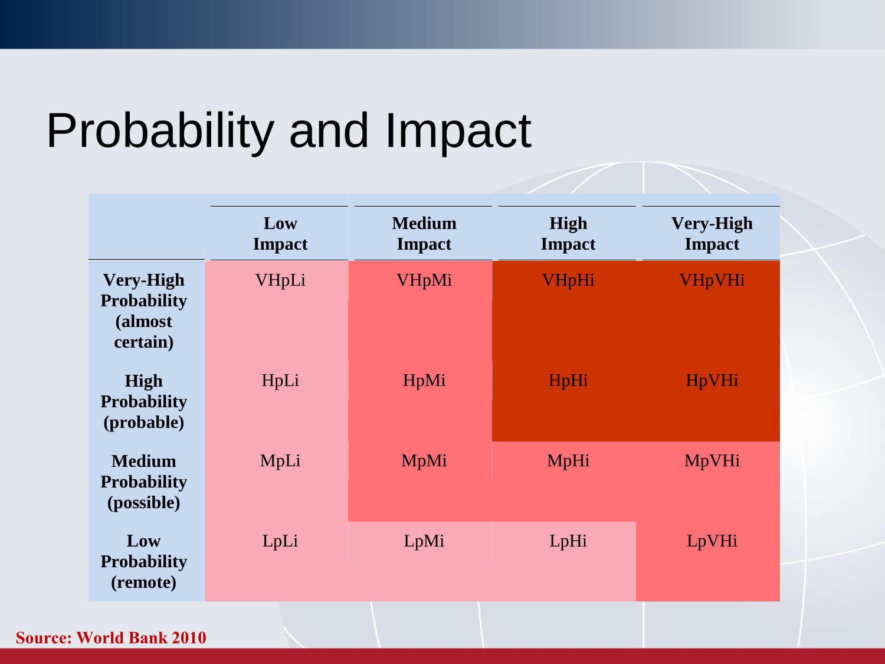# Probability and Impact

| | **Low Impact** | **Medium Impact** | **High Impact** | **Very-High Impact** |
|---|---|---|---|---|
| **Very-High Probability (almost certain)** | VHpLi | VHpMi | VHpHi | VHpVHi |
| **High Probability (probable)** | HpLi | HpMi | HpHi | HpVHi |
| **Medium Probability (possible)** | MpLi | MpMi | MpHi | MpVHi |
| **Low Probability (remote)** | LpLi | LpMi | LpHi | LpVHi |

**Source: World Bank 2010**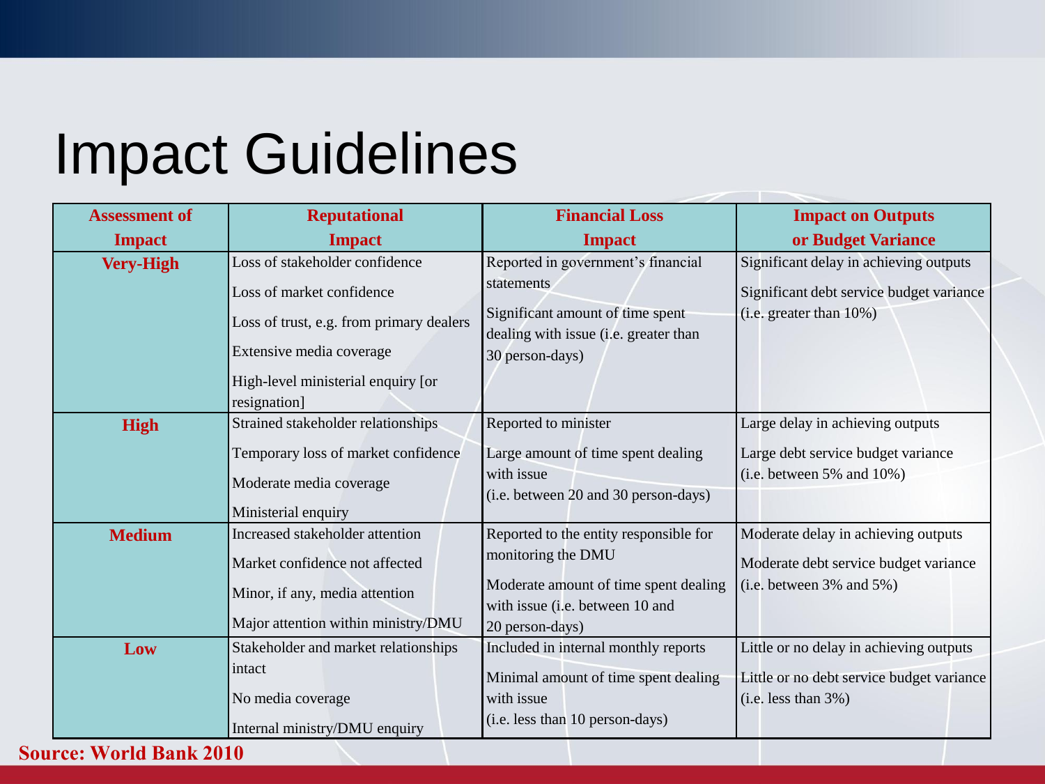# Impact Guidelines

| Assessment of Impact | Reputational Impact | Financial Loss Impact | Impact on Outputs or Budget Variance |
|---|---|---|---|
| **Very-High** | Loss of stakeholder confidence<br>Loss of market confidence<br>Loss of trust, e.g. from primary dealers<br>Extensive media coverage<br>High-level ministerial enquiry [or resignation] | Reported in government's financial statements<br>Significant amount of time spent dealing with issue (i.e. greater than 30 person-days) | Significant delay in achieving outputs<br>Significant debt service budget variance (i.e. greater than 10%) |
| **High** | Strained stakeholder relationships<br>Temporary loss of market confidence<br>Moderate media coverage<br>Ministerial enquiry | Reported to minister<br>Large amount of time spent dealing with issue (i.e. between 20 and 30 person-days) | Large delay in achieving outputs<br>Large debt service budget variance (i.e. between 5% and 10%) |
| **Medium** | Increased stakeholder attention<br>Market confidence not affected<br>Minor, if any, media attention<br>Major attention within ministry/DMU | Reported to the entity responsible for monitoring the DMU<br>Moderate amount of time spent dealing with issue (i.e. between 10 and 20 person-days) | Moderate delay in achieving outputs<br>Moderate debt service budget variance (i.e. between 3% and 5%) |
| **Low** | Stakeholder and market relationships intact<br>No media coverage<br>Internal ministry/DMU enquiry | Included in internal monthly reports<br>Minimal amount of time spent dealing with issue (i.e. less than 10 person-days) | Little or no delay in achieving outputs<br>Little or no debt service budget variance (i.e. less than 3%) |

**Source: World Bank 2010**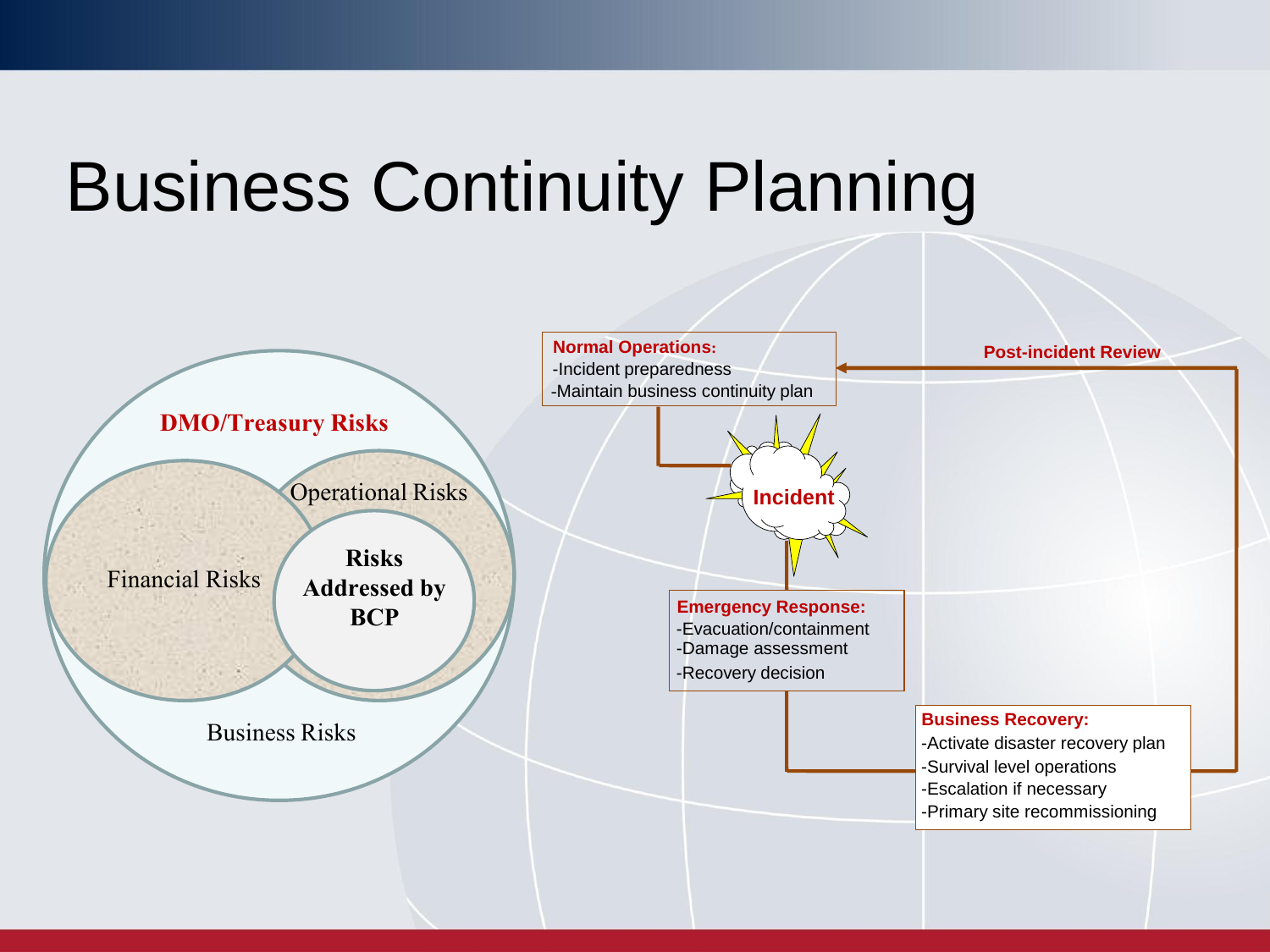# Business Continuity Planning

**DMO/Treasury Risks**

- Financial Risks
- Operational Risks
- Risks Addressed by BCP
- Business Risks

**Normal Operations:**
- Incident preparedness
- Maintain business continuity plan

**Incident**

**Emergency Response:**
- Evacuation/containment
- Damage assessment
- Recovery decision

**Business Recovery:**
- Activate disaster recovery plan
- Survival level operations
- Escalation if necessary
- Primary site recommissioning

**Post-incident Review**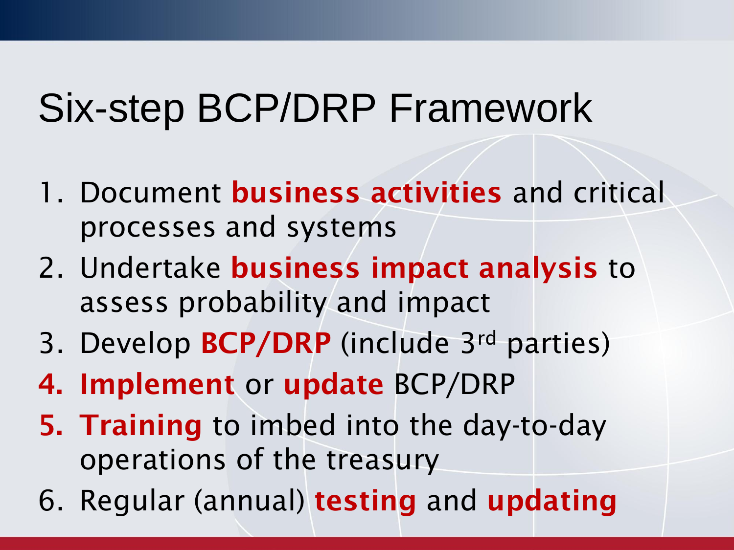# Six-step BCP/DRP Framework

1. Document **business activities** and critical processes and systems
2. Undertake **business impact analysis** to assess probability and impact
3. Develop **BCP/DRP** (include 3rd parties)
4. **Implement** or **update** BCP/DRP
5. **Training** to imbed into the day-to-day operations of the treasury
6. Regular (annual) **testing** and **updating**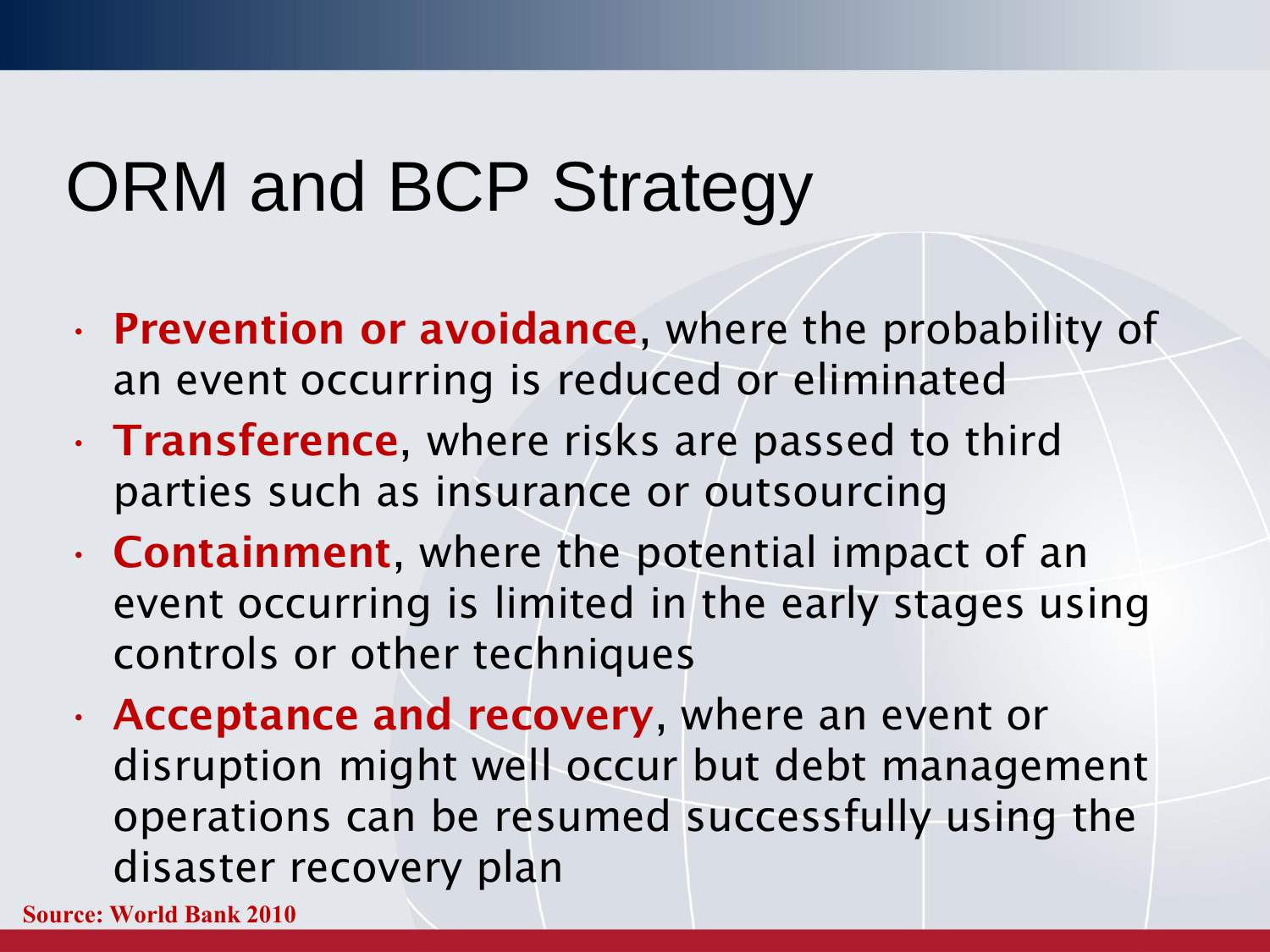# ORM and BCP Strategy

- **Prevention or avoidance**, where the probability of an event occurring is reduced or eliminated
- **Transference**, where risks are passed to third parties such as insurance or outsourcing
- **Containment**, where the potential impact of an event occurring is limited in the early stages using controls or other techniques
- **Acceptance and recovery**, where an event or disruption might well occur but debt management operations can be resumed successfully using the disaster recovery plan

**Source: World Bank 2010**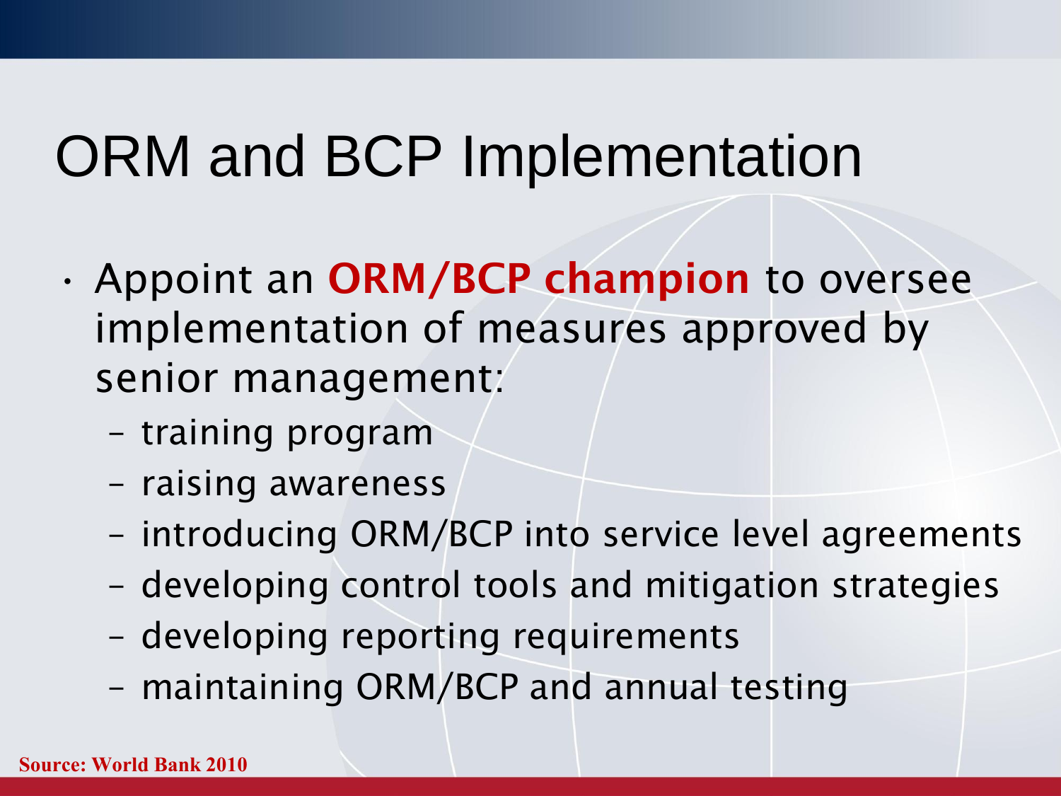# ORM and BCP Implementation

- Appoint an **ORM/BCP champion** to oversee implementation of measures approved by senior management:
  - training program
  - raising awareness
  - introducing ORM/BCP into service level agreements
  - developing control tools and mitigation strategies
  - developing reporting requirements
  - maintaining ORM/BCP and annual testing

**Source: World Bank 2010**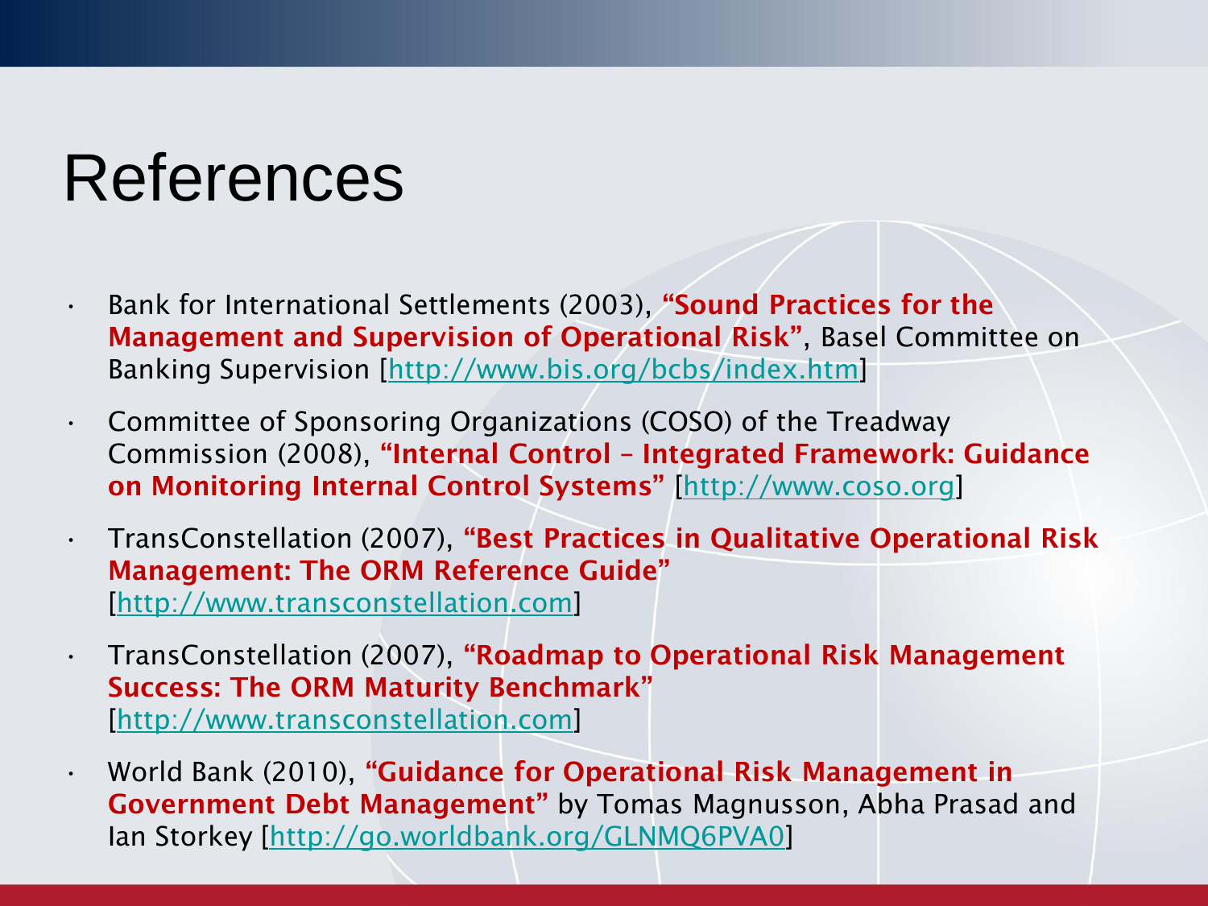# References

- Bank for International Settlements (2003), **"Sound Practices for the Management and Supervision of Operational Risk"**, Basel Committee on Banking Supervision [http://www.bis.org/bcbs/index.htm]
- Committee of Sponsoring Organizations (COSO) of the Treadway Commission (2008), **"Internal Control – Integrated Framework: Guidance on Monitoring Internal Control Systems"** [http://www.coso.org]
- TransConstellation (2007), **"Best Practices in Qualitative Operational Risk Management: The ORM Reference Guide"** [http://www.transconstellation.com]
- TransConstellation (2007), **"Roadmap to Operational Risk Management Success: The ORM Maturity Benchmark"** [http://www.transconstellation.com]
- World Bank (2010), **"Guidance for Operational Risk Management in Government Debt Management"** by Tomas Magnusson, Abha Prasad and Ian Storkey [http://go.worldbank.org/GLNMQ6PVA0]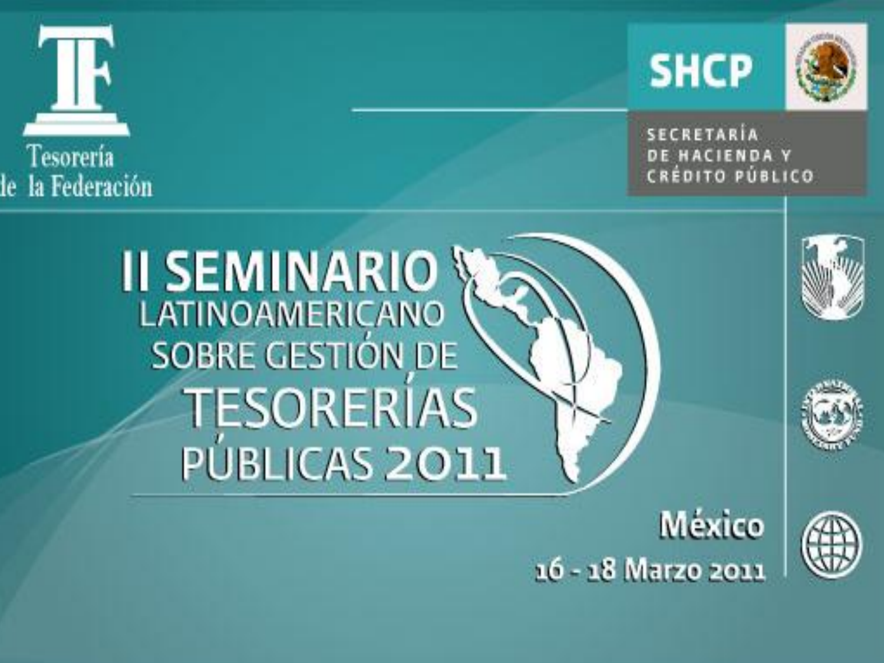Tesorería de la Federación

SHCP

SECRETARÍA DE HACIENDA Y CRÉDITO PÚBLICO

# II SEMINARIO LATINOAMERICANO SOBRE GESTIÓN DE TESORERÍAS PÚBLICAS 2011

México

16 - 18 Marzo 2011